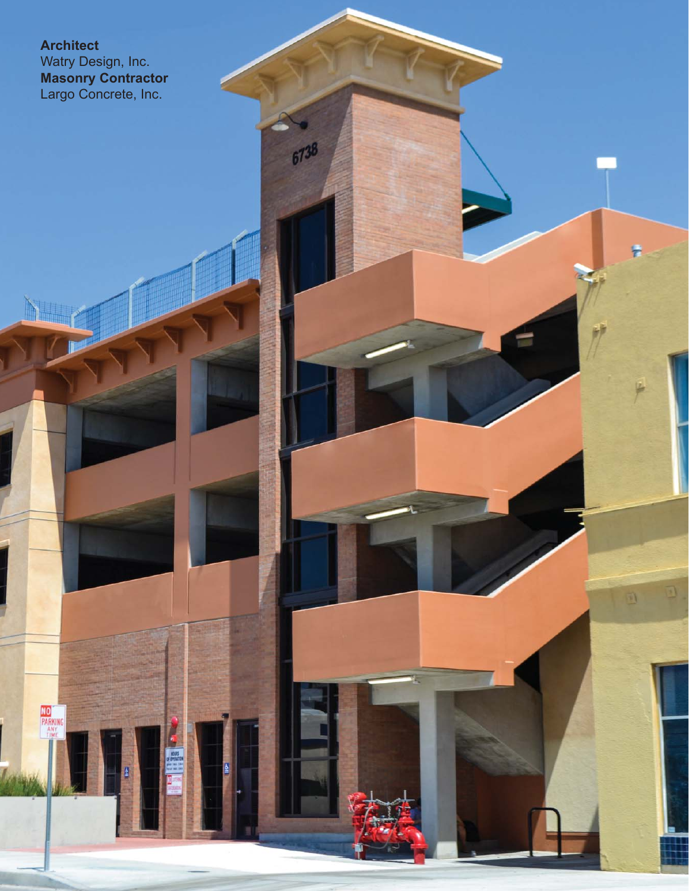**Architect**
Watry Design, Inc.
**Masonry Contractor**
Largo Concrete, Inc.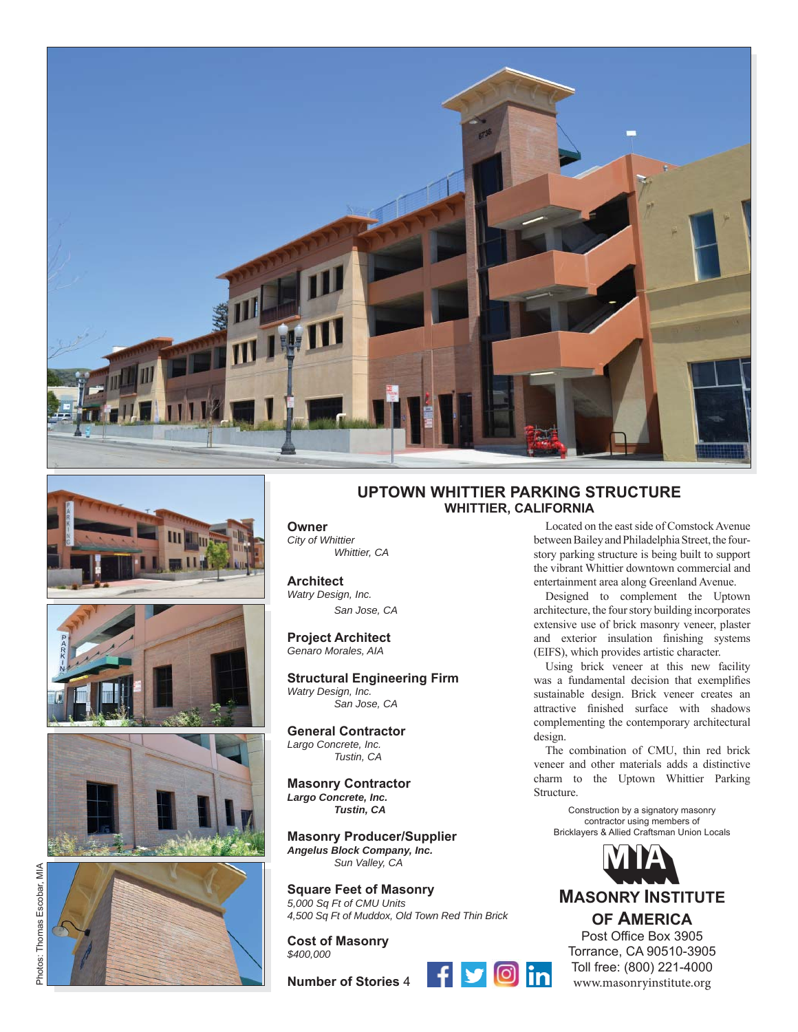## UPTOWN WHITTIER PARKING STRUCTURE

### WHITTIER, CALIFORNIA

**Owner**
*City of Whittier*
*Whittier, CA*

**Architect**
*Watry Design, Inc.*
*San Jose, CA*

**Project Architect**
*Genaro Morales, AIA*

**Structural Engineering Firm**
*Watry Design, Inc.*
*San Jose, CA*

**General Contractor**
*Largo Concrete, Inc.*
*Tustin, CA*

**Masonry Contractor**
***Largo Concrete, Inc.***
***Tustin, CA***

**Masonry Producer/Supplier**
***Angelus Block Company, Inc.***
*Sun Valley, CA*

**Square Feet of Masonry**
*5,000 Sq Ft of CMU Units*
*4,500 Sq Ft of Muddox, Old Town Red Thin Brick*

**Cost of Masonry**
*$400,000*

**Number of Stories** 4

Located on the east side of Comstock Avenue between Bailey and Philadelphia Street, the four-story parking structure is being built to support the vibrant Whittier downtown commercial and entertainment area along Greenland Avenue.

Designed to complement the Uptown architecture, the four story building incorporates extensive use of brick masonry veneer, plaster and exterior insulation finishing systems (EIFS), which provides artistic character.

Using brick veneer at this new facility was a fundamental decision that exemplifies sustainable design. Brick veneer creates an attractive finished surface with shadows complementing the contemporary architectural design.

The combination of CMU, thin red brick veneer and other materials adds a distinctive charm to the Uptown Whittier Parking Structure.

Construction by a signatory masonry contractor using members of Bricklayers & Allied Craftsman Union Locals

**MASONRY INSTITUTE OF AMERICA**
Post Office Box 3905
Torrance, CA 90510-3905
Toll free: (800) 221-4000
www.masonryinstitute.org

Photos: Thomas Escobar, MIA